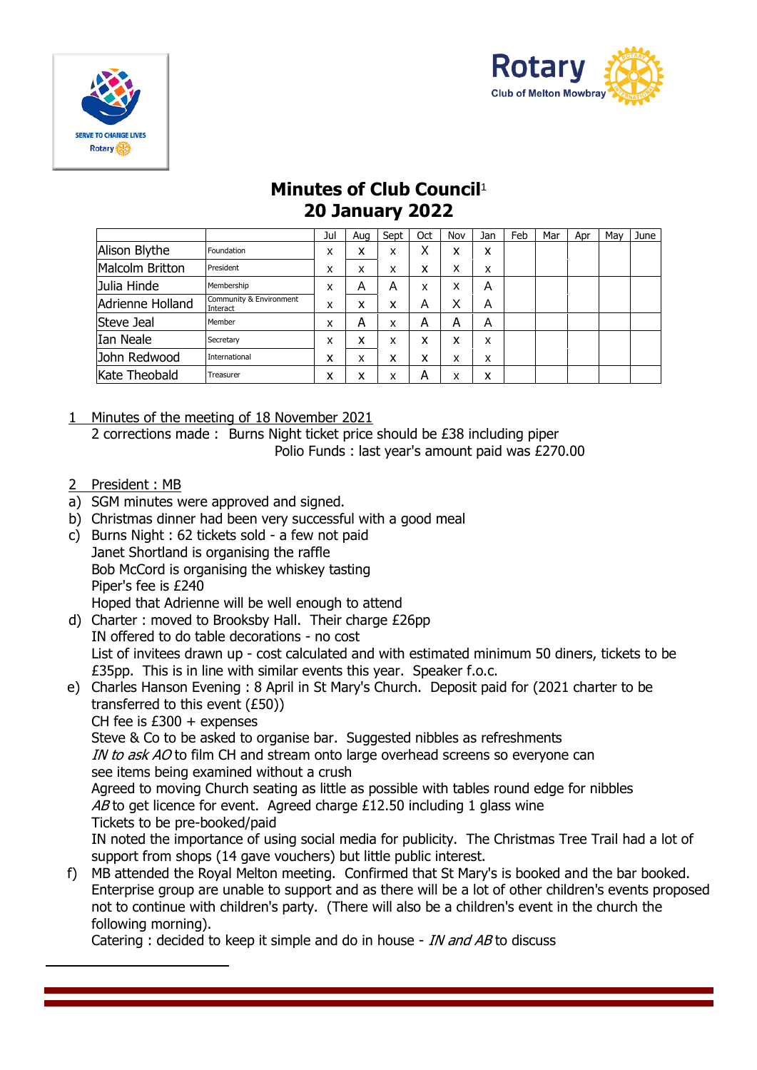# Minutes of Club Council[1]
## 20 January 2022

| | | Jul | Aug | Sept | Oct | Nov | Jan | Feb | Mar | Apr | May | June |
|---|---|---|---|---|---|---|---|---|---|---|---|---|
| Alison Blythe | Foundation | x | x | x | X | x | x | | | | | |
| Malcolm Britton | President | x | x | x | x | x | x | | | | | |
| Julia Hinde | Membership | x | A | A | x | x | A | | | | | |
| Adrienne Holland | Community & Environment Interact | x | x | x | A | X | A | | | | | |
| Steve Jeal | Member | x | A | x | A | A | A | | | | | |
| Ian Neale | Secretary | x | x | x | x | x | x | | | | | |
| John Redwood | International | x | x | x | x | x | x | | | | | |
| Kate Theobald | Treasurer | x | x | x | A | x | x | | | | | |

1 Minutes of the meeting of 18 November 2021

2 corrections made : Burns Night ticket price should be £38 including piper
Polio Funds : last year's amount paid was £270.00

2 President : MB

a) SGM minutes were approved and signed.
b) Christmas dinner had been very successful with a good meal
c) Burns Night : 62 tickets sold - a few not paid
   Janet Shortland is organising the raffle
   Bob McCord is organising the whiskey tasting
   Piper's fee is £240
   Hoped that Adrienne will be well enough to attend
d) Charter : moved to Brooksby Hall. Their charge £26pp
   IN offered to do table decorations - no cost
   List of invitees drawn up - cost calculated and with estimated minimum 50 diners, tickets to be £35pp. This is in line with similar events this year. Speaker f.o.c.
e) Charles Hanson Evening : 8 April in St Mary's Church. Deposit paid for (2021 charter to be transferred to this event (£50))
   CH fee is £300 + expenses
   Steve & Co to be asked to organise bar. Suggested nibbles as refreshments
   *IN to ask AO* to film CH and stream onto large overhead screens so everyone can see items being examined without a crush
   Agreed to moving Church seating as little as possible with tables round edge for nibbles
   *AB* to get licence for event. Agreed charge £12.50 including 1 glass wine
   Tickets to be pre-booked/paid
   IN noted the importance of using social media for publicity. The Christmas Tree Trail had a lot of support from shops (14 gave vouchers) but little public interest.
f) MB attended the Royal Melton meeting. Confirmed that St Mary's is booked and the bar booked. Enterprise group are unable to support and as there will be a lot of other children's events proposed not to continue with children's party. (There will also be a children's event in the church the following morning).
   Catering : decided to keep it simple and do in house - *IN and AB* to discuss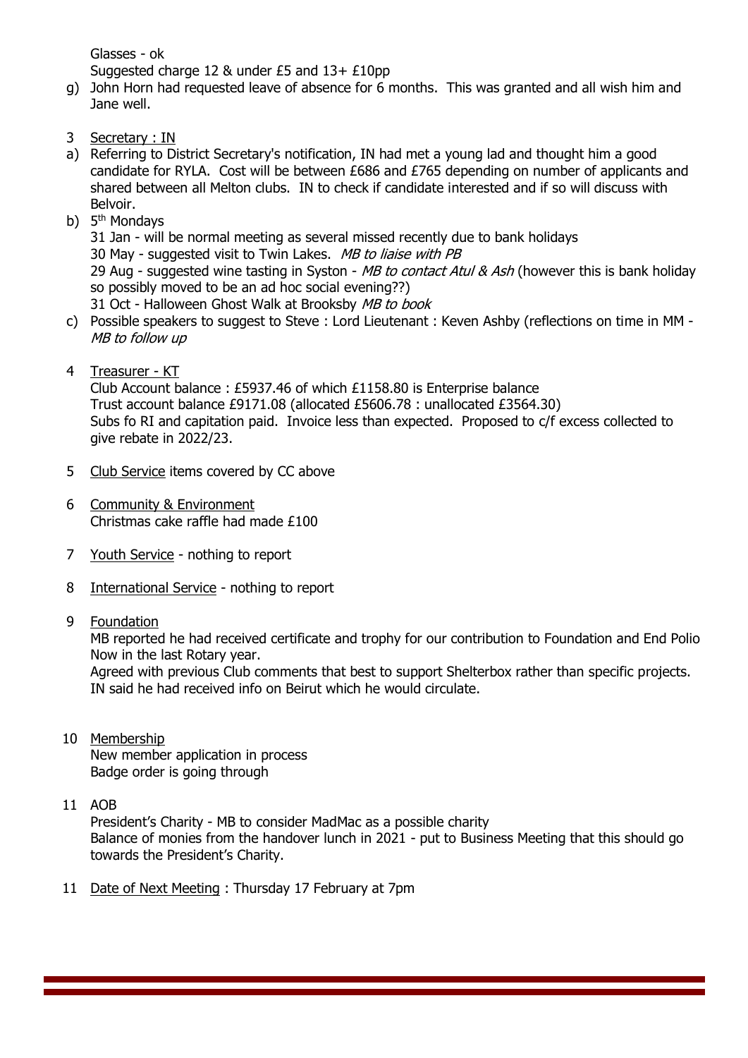Glasses - ok

Suggested charge 12 & under £5 and 13+ £10pp

g) John Horn had requested leave of absence for 6 months. This was granted and all wish him and Jane well.

3 Secretary : IN

a) Referring to District Secretary's notification, IN had met a young lad and thought him a good candidate for RYLA. Cost will be between £686 and £765 depending on number of applicants and shared between all Melton clubs. IN to check if candidate interested and if so will discuss with Belvoir.

b) 5th Mondays

31 Jan - will be normal meeting as several missed recently due to bank holidays

30 May - suggested visit to Twin Lakes. *MB to liaise with PB*

29 Aug - suggested wine tasting in Syston - *MB to contact Atul & Ash* (however this is bank holiday so possibly moved to be an ad hoc social evening??)

31 Oct - Halloween Ghost Walk at Brooksby *MB to book*

c) Possible speakers to suggest to Steve : Lord Lieutenant : Keven Ashby (reflections on time in MM - *MB to follow up*

4 Treasurer - KT

Club Account balance : £5937.46 of which £1158.80 is Enterprise balance

Trust account balance £9171.08 (allocated £5606.78 : unallocated £3564.30)

Subs fo RI and capitation paid. Invoice less than expected. Proposed to c/f excess collected to give rebate in 2022/23.

5 Club Service items covered by CC above

6 Community & Environment

Christmas cake raffle had made £100

7 Youth Service - nothing to report

8 International Service - nothing to report

9 Foundation

MB reported he had received certificate and trophy for our contribution to Foundation and End Polio Now in the last Rotary year.

Agreed with previous Club comments that best to support Shelterbox rather than specific projects.

IN said he had received info on Beirut which he would circulate.

10 Membership

New member application in process

Badge order is going through

11 AOB

President's Charity - MB to consider MadMac as a possible charity

Balance of monies from the handover lunch in 2021 - put to Business Meeting that this should go towards the President's Charity.

11 Date of Next Meeting : Thursday 17 February at 7pm